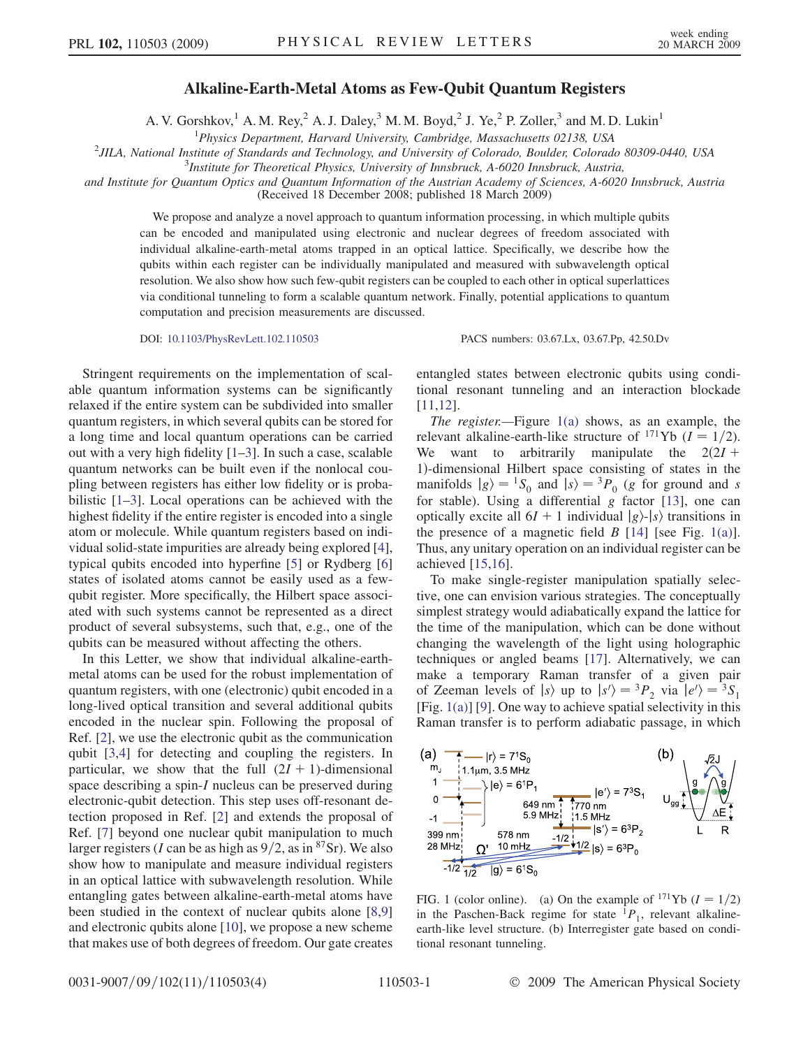# Alkaline-Earth-Metal Atoms as Few-Qubit Quantum Registers

A. V. Gorshkov,[1] A. M. Rey,[2] A. J. Daley,[3] M. M. Boyd,[2] J. Ye,[2] P. Zoller,[3] and M. D. Lukin[1]

[1]Physics Department, Harvard University, Cambridge, Massachusetts 02138, USA

[2]JILA, National Institute of Standards and Technology, and University of Colorado, Boulder, Colorado 80309-0440, USA

[3]Institute for Theoretical Physics, University of Innsbruck, A-6020 Innsbruck, Austria,
and Institute for Quantum Optics and Quantum Information of the Austrian Academy of Sciences, A-6020 Innsbruck, Austria

(Received 18 December 2008; published 18 March 2009)

We propose and analyze a novel approach to quantum information processing, in which multiple qubits can be encoded and manipulated using electronic and nuclear degrees of freedom associated with individual alkaline-earth-metal atoms trapped in an optical lattice. Specifically, we describe how the qubits within each register can be individually manipulated and measured with subwavelength optical resolution. We also show how such few-qubit registers can be coupled to each other in optical superlattices via conditional tunneling to form a scalable quantum network. Finally, potential applications to quantum computation and precision measurements are discussed.

DOI: 10.1103/PhysRevLett.102.110503 PACS numbers: 03.67.Lx, 03.67.Pp, 42.50.Dv

Stringent requirements on the implementation of scalable quantum information systems can be significantly relaxed if the entire system can be subdivided into smaller quantum registers, in which several qubits can be stored for a long time and local quantum operations can be carried out with a very high fidelity [1–3]. In such a case, scalable quantum networks can be built even if the nonlocal coupling between registers has either low fidelity or is probabilistic [1–3]. Local operations can be achieved with the highest fidelity if the entire register is encoded into a single atom or molecule. While quantum registers based on individual solid-state impurities are already being explored [4], typical qubits encoded into hyperfine [5] or Rydberg [6] states of isolated atoms cannot be easily used as a few-qubit register. More specifically, the Hilbert space associated with such systems cannot be represented as a direct product of several subsystems, such that, e.g., one of the qubits can be measured without affecting the others.

In this Letter, we show that individual alkaline-earth-metal atoms can be used for the robust implementation of quantum registers, with one (electronic) qubit encoded in a long-lived optical transition and several additional qubits encoded in the nuclear spin. Following the proposal of Ref. [2], we use the electronic qubit as the communication qubit [3,4] for detecting and coupling the registers. In particular, we show that the full $(2I+1)$-dimensional space describing a spin-$I$ nucleus can be preserved during electronic-qubit detection. This step uses off-resonant detection proposed in Ref. [2] and extends the proposal of Ref. [7] beyond one nuclear qubit manipulation to much larger registers ($I$ can be as high as $9/2$, as in $^{87}$Sr). We also show how to manipulate and measure individual registers in an optical lattice with subwavelength resolution. While entangling gates between alkaline-earth-metal atoms have been studied in the context of nuclear qubits alone [8,9] and electronic qubits alone [10], we propose a new scheme that makes use of both degrees of freedom. Our gate creates entangled states between electronic qubits using conditional resonant tunneling and an interaction blockade [11,12].

*The register.*—Figure 1(a) shows, as an example, the relevant alkaline-earth-like structure of $^{171}$Yb ($I = 1/2$). We want to arbitrarily manipulate the $2(2I+1)$-dimensional Hilbert space consisting of states in the manifolds $|g\rangle = {}^1S_0$ and $|s\rangle = {}^3P_0$ ($g$ for ground and $s$ for stable). Using a differential $g$ factor [13], one can optically excite all $6I+1$ individual $|g\rangle$-$|s\rangle$ transitions in the presence of a magnetic field $B$ [14] [see Fig. 1(a)]. Thus, any unitary operation on an individual register can be achieved [15,16].

To make single-register manipulation spatially selective, one can envision various strategies. The conceptually simplest strategy would adiabatically expand the lattice for the time of the manipulation, which can be done without changing the wavelength of the light using holographic techniques or angled beams [17]. Alternatively, we can make a temporary Raman transfer of a given pair of Zeeman levels of $|s\rangle$ up to $|s'\rangle = {}^3P_2$ via $|e'\rangle = {}^3S_1$ [Fig. 1(a)] [9]. One way to achieve spatial selectivity in this Raman transfer is to perform adiabatic passage, in which

FIG. 1 (color online). (a) On the example of $^{171}$Yb ($I = 1/2$) in the Paschen-Back regime for state $^1P_1$, relevant alkaline-earth-like level structure. (b) Interregister gate based on conditional resonant tunneling.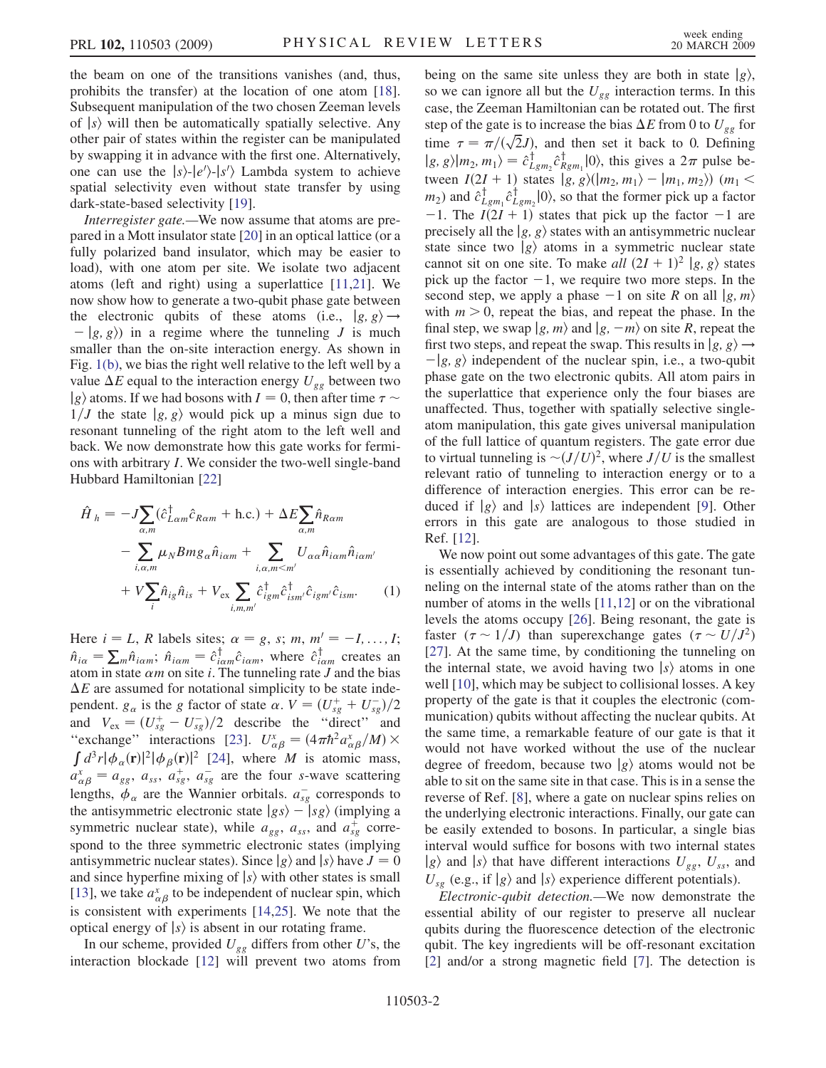the beam on one of the transitions vanishes (and, thus, prohibits the transfer) at the location of one atom [18]. Subsequent manipulation of the two chosen Zeeman levels of $|s\rangle$ will then be automatically spatially selective. Any other pair of states within the register can be manipulated by swapping it in advance with the first one. Alternatively, one can use the $|s\rangle$-$|e'\rangle$-$|s'\rangle$ Lambda system to achieve spatial selectivity even without state transfer by using dark-state-based selectivity [19].

*Interregister gate.*—We now assume that atoms are prepared in a Mott insulator state [20] in an optical lattice (or a fully polarized band insulator, which may be easier to load), with one atom per site. We isolate two adjacent atoms (left and right) using a superlattice [11,21]. We now show how to generate a two-qubit phase gate between the electronic qubits of these atoms (i.e., $|g, g\rangle \to -|g, g\rangle$) in a regime where the tunneling $J$ is much smaller than the on-site interaction energy. As shown in Fig. 1(b), we bias the right well relative to the left well by a value $\Delta E$ equal to the interaction energy $U_{gg}$ between two $|g\rangle$ atoms. If we had bosons with $I = 0$, then after time $\tau \sim 1/J$ the state $|g, g\rangle$ would pick up a minus sign due to resonant tunneling of the right atom to the left well and back. We now demonstrate how this gate works for fermions with arbitrary $I$. We consider the two-well single-band Hubbard Hamiltonian [22]

$$
\begin{aligned}
\hat{H}_h = &-J\sum_{\alpha,m}(\hat{c}^\dagger_{L\alpha m}\hat{c}_{R\alpha m} + \text{h.c.}) + \Delta E\sum_{\alpha,m}\hat{n}_{R\alpha m} \\
&- \sum_{i,\alpha,m}\mu_N B m g_\alpha \hat{n}_{i\alpha m} + \sum_{i,\alpha,m<m'} U_{\alpha\alpha}\hat{n}_{i\alpha m}\hat{n}_{i\alpha m'} \\
&+ V\sum_i \hat{n}_{ig}\hat{n}_{is} + V_{\text{ex}}\sum_{i,m,m'}\hat{c}^\dagger_{igm}\hat{c}^\dagger_{ism'}\hat{c}_{igm'}\hat{c}_{ism}. \qquad (1)
\end{aligned}
$$

Here $i = L, R$ labels sites; $\alpha = g, s$; $m, m' = -I, \ldots, I$; $\hat{n}_{i\alpha} = \sum_m \hat{n}_{i\alpha m}$; $\hat{n}_{i\alpha m} = \hat{c}^\dagger_{i\alpha m}\hat{c}_{i\alpha m}$, where $\hat{c}^\dagger_{i\alpha m}$ creates an atom in state $\alpha m$ on site $i$. The tunneling rate $J$ and the bias $\Delta E$ are assumed for notational simplicity to be state independent. $g_\alpha$ is the $g$ factor of state $\alpha$. $V = (U^+_{sg} + U^-_{sg})/2$ and $V_{\text{ex}} = (U^+_{sg} - U^-_{sg})/2$ describe the "direct" and "exchange" interactions [23]. $U^x_{\alpha\beta} = (4\pi\hbar^2 a^x_{\alpha\beta}/M) \times \int d^3r|\phi_\alpha(\mathbf{r})|^2|\phi_\beta(\mathbf{r})|^2$ [24], where $M$ is atomic mass, $a^x_{\alpha\beta} = a_{gg}$, $a_{ss}$, $a^+_{sg}$, $a^-_{sg}$ are the four $s$-wave scattering lengths, $\phi_\alpha$ are the Wannier orbitals. $a^-_{sg}$ corresponds to the antisymmetric electronic state $|gs\rangle - |sg\rangle$ (implying a symmetric nuclear state), while $a_{gg}$, $a_{ss}$, and $a^+_{sg}$ correspond to the three symmetric electronic states (implying antisymmetric nuclear states). Since $|g\rangle$ and $|s\rangle$ have $J = 0$ and since hyperfine mixing of $|s\rangle$ with other states is small [13], we take $a^x_{\alpha\beta}$ to be independent of nuclear spin, which is consistent with experiments [14,25]. We note that the optical energy of $|s\rangle$ is absent in our rotating frame.

In our scheme, provided $U_{gg}$ differs from other $U$'s, the interaction blockade [12] will prevent two atoms from being on the same site unless they are both in state $|g\rangle$, so we can ignore all but the $U_{gg}$ interaction terms. In this case, the Zeeman Hamiltonian can be rotated out. The first step of the gate is to increase the bias $\Delta E$ from 0 to $U_{gg}$ for time $\tau = \pi/(\sqrt{2}J)$, and then set it back to 0. Defining $|g, g\rangle|m_2, m_1\rangle = \hat{c}^\dagger_{Lgm_2}\hat{c}^\dagger_{Rgm_1}|0\rangle$, this gives a $2\pi$ pulse between $I(2I + 1)$ states $|g, g\rangle(|m_2, m_1\rangle - |m_1, m_2\rangle)$ ($m_1 < m_2$) and $\hat{c}^\dagger_{Lgm_1}\hat{c}^\dagger_{Lgm_2}|0\rangle$, so that the former pick up a factor $-1$. The $I(2I + 1)$ states that pick up the factor $-1$ are precisely all the $|g, g\rangle$ states with an antisymmetric nuclear state since two $|g\rangle$ atoms in a symmetric nuclear state cannot sit on one site. To make *all* $(2I + 1)^2$ $|g, g\rangle$ states pick up the factor $-1$, we require two more steps. In the second step, we apply a phase $-1$ on site $R$ on all $|g, m\rangle$ with $m > 0$, repeat the bias, and repeat the phase. In the final step, we swap $|g, m\rangle$ and $|g, -m\rangle$ on site $R$, repeat the first two steps, and repeat the swap. This results in $|g, g\rangle \to -|g, g\rangle$ independent of the nuclear spin, i.e., a two-qubit phase gate on the two electronic qubits. All atom pairs in the superlattice that experience only the four biases are unaffected. Thus, together with spatially selective single-atom manipulation, this gate gives universal manipulation of the full lattice of quantum registers. The gate error due to virtual tunneling is $\sim(J/U)^2$, where $J/U$ is the smallest relevant ratio of tunneling to interaction energy or to a difference of interaction energies. This error can be reduced if $|g\rangle$ and $|s\rangle$ lattices are independent [9]. Other errors in this gate are analogous to those studied in Ref. [12].

We now point out some advantages of this gate. The gate is essentially achieved by conditioning the resonant tunneling on the internal state of the atoms rather than on the number of atoms in the wells [11,12] or on the vibrational levels the atoms occupy [26]. Being resonant, the gate is faster ($\tau \sim 1/J$) than superexchange gates ($\tau \sim U/J^2$) [27]. At the same time, by conditioning the tunneling on the internal state, we avoid having two $|s\rangle$ atoms in one well [10], which may be subject to collisional losses. A key property of the gate is that it couples the electronic (communication) qubits without affecting the nuclear qubits. At the same time, a remarkable feature of our gate is that it would not have worked without the use of the nuclear degree of freedom, because two $|g\rangle$ atoms would not be able to sit on the same site in that case. This is in a sense the reverse of Ref. [8], where a gate on nuclear spins relies on the underlying electronic interactions. Finally, our gate can be easily extended to bosons. In particular, a single bias interval would suffice for bosons with two internal states $|g\rangle$ and $|s\rangle$ that have different interactions $U_{gg}$, $U_{ss}$, and $U_{sg}$ (e.g., if $|g\rangle$ and $|s\rangle$ experience different potentials).

*Electronic-qubit detection.*—We now demonstrate the essential ability of our register to preserve all nuclear qubits during the fluorescence detection of the electronic qubit. The key ingredients will be off-resonant excitation [2] and/or a strong magnetic field [7]. The detection is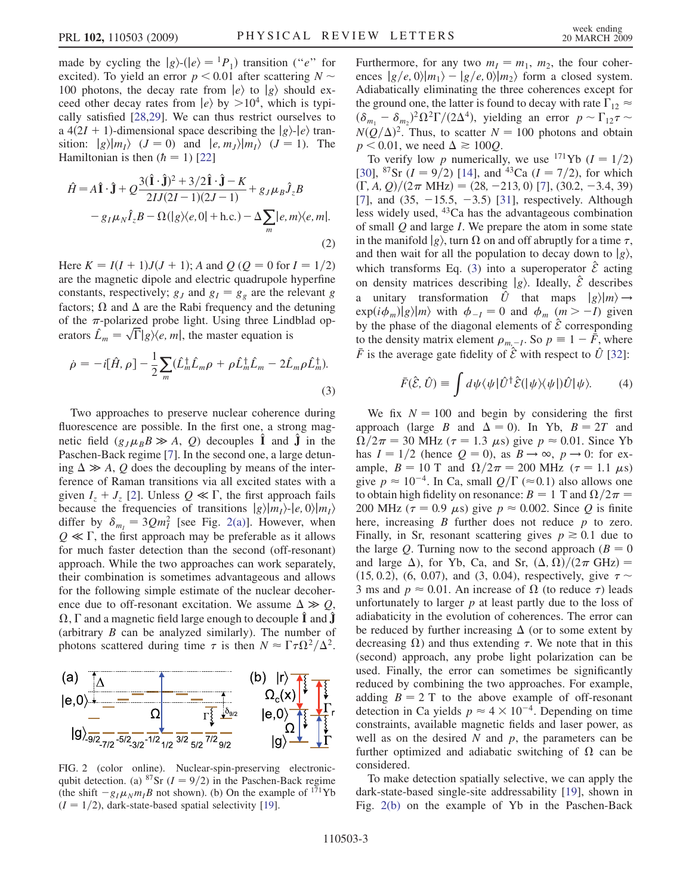made by cycling the $|g\rangle$-$(|e\rangle = {}^1P_1)$ transition ("$e$" for excited). To yield an error $p < 0.01$ after scattering $N \sim 100$ photons, the decay rate from $|e\rangle$ to $|g\rangle$ should exceed other decay rates from $|e\rangle$ by $>10^4$, which is typically satisfied [28,29]. We can thus restrict ourselves to a $4(2I+1)$-dimensional space describing the $|g\rangle$-$|e\rangle$ transition: $|g\rangle|m_I\rangle$ $(J=0)$ and $|e, m_J\rangle|m_I\rangle$ $(J=1)$. The Hamiltonian is then ($\hbar = 1$) [22]

$$\hat{H} = A\hat{\mathbf{I}}\cdot\hat{\mathbf{J}} + Q\frac{3(\hat{\mathbf{I}}\cdot\hat{\mathbf{J}})^2 + 3/2\hat{\mathbf{I}}\cdot\hat{\mathbf{J}} - K}{2IJ(2I-1)(2J-1)} + g_J\mu_B\hat{J}_z B - g_I\mu_N\hat{I}_z B - \Omega(|g\rangle\langle e,0| + \text{h.c.}) - \Delta\sum_m |e,m\rangle\langle e,m|. \tag{2}$$

Here $K = I(I+1)J(J+1)$; $A$ and $Q$ ($Q = 0$ for $I = 1/2$) are the magnetic dipole and electric quadrupole hyperfine constants, respectively; $g_J$ and $g_I = g_g$ are the relevant $g$ factors; $\Omega$ and $\Delta$ are the Rabi frequency and the detuning of the $\pi$-polarized probe light. Using three Lindblad operators $\hat{L}_m = \sqrt{\Gamma}|g\rangle\langle e,m|$, the master equation is

$$\dot{\rho} = -i[\hat{H},\rho] - \frac{1}{2}\sum_m(\hat{L}_m^\dagger\hat{L}_m\rho + \rho\hat{L}_m^\dagger\hat{L}_m - 2\hat{L}_m\rho\hat{L}_m^\dagger). \tag{3}$$

Two approaches to preserve nuclear coherence during fluorescence are possible. In the first one, a strong magnetic field ($g_J\mu_B B \gg A$, $Q$) decouples $\hat{\mathbf{I}}$ and $\hat{\mathbf{J}}$ in the Paschen-Back regime [7]. In the second one, a large detuning $\Delta \gg A$, $Q$ does the decoupling by means of the interference of Raman transitions via all excited states with a given $I_z + J_z$ [2]. Unless $Q \ll \Gamma$, the first approach fails because the frequencies of transitions $|g\rangle|m_I\rangle$-$|e,0\rangle|m_I\rangle$ differ by $\delta_{m_I} = 3Qm_I^2$ [see Fig. 2(a)]. However, when $Q \ll \Gamma$, the first approach may be preferable as it allows for much faster detection than the second (off-resonant) approach. While the two approaches can work separately, their combination is sometimes advantageous and allows for the following simple estimate of the nuclear decoherence due to off-resonant excitation. We assume $\Delta \gg Q$, $\Omega$, $\Gamma$ and a magnetic field large enough to decouple $\hat{\mathbf{I}}$ and $\hat{\mathbf{J}}$ (arbitrary $B$ can be analyzed similarly). The number of photons scattered during time $\tau$ is then $N \approx \Gamma\tau\Omega^2/\Delta^2$.

FIG. 2 (color online). Nuclear-spin-preserving electronic-qubit detection. (a) $^{87}$Sr ($I = 9/2$) in the Paschen-Back regime (the shift $-g_I\mu_N m_I B$ not shown). (b) On the example of $^{171}$Yb ($I = 1/2$), dark-state-based spatial selectivity [19].

Furthermore, for any two $m_I = m_1$, $m_2$, the four coherences $|g/e,0\rangle|m_1\rangle - |g/e,0\rangle|m_2\rangle$ form a closed system. Adiabatically eliminating the three coherences except for the ground one, the latter is found to decay with rate $\Gamma_{12} \approx (\delta_{m_1} - \delta_{m_2})^2\Omega^2\Gamma/(2\Delta^4)$, yielding an error $p \sim \Gamma_{12}\tau \sim N(Q/\Delta)^2$. Thus, to scatter $N = 100$ photons and obtain $p < 0.01$, we need $\Delta \gtrsim 100Q$.

To verify low $p$ numerically, we use $^{171}$Yb ($I = 1/2$) [30], $^{87}$Sr ($I = 9/2$) [14], and $^{43}$Ca ($I = 7/2$), for which $(\Gamma, A, Q)/(2\pi\ \text{MHz}) = (28, -213, 0)$ [7], $(30.2, -3.4, 39)$ [7], and $(35, -15.5, -3.5)$ [31], respectively. Although less widely used, $^{43}$Ca has the advantageous combination of small $Q$ and large $I$. We prepare the atom in some state in the manifold $|g\rangle$, turn $\Omega$ on and off abruptly for a time $\tau$, and then wait for all the population to decay down to $|g\rangle$, which transforms Eq. (3) into a superoperator $\hat{\mathcal{E}}$ acting on density matrices describing $|g\rangle$. Ideally, $\hat{\mathcal{E}}$ describes a unitary transformation $\hat{U}$ that maps $|g\rangle|m\rangle \to \exp(i\phi_m)|g\rangle|m\rangle$ with $\phi_{-I} = 0$ and $\phi_m$ $(m > -I)$ given by the phase of the diagonal elements of $\hat{\mathcal{E}}$ corresponding to the density matrix element $\rho_{m,-I}$. So $p \equiv 1 - \bar{F}$, where $\bar{F}$ is the average gate fidelity of $\hat{\mathcal{E}}$ with respect to $\hat{U}$ [32]:

$$\bar{F}(\hat{\mathcal{E}}, \hat{U}) \equiv \int d\psi \langle\psi|\hat{U}^\dagger\hat{\mathcal{E}}(|\psi\rangle\langle\psi|)\hat{U}|\psi\rangle. \tag{4}$$

We fix $N = 100$ and begin by considering the first approach (large $B$ and $\Delta = 0$). In Yb, $B = 2T$ and $\Omega/2\pi = 30$ MHz ($\tau = 1.3\ \mu$s) give $p \approx 0.01$. Since Yb has $I = 1/2$ (hence $Q = 0$), as $B \to \infty$, $p \to 0$: for example, $B = 10$ T and $\Omega/2\pi = 200$ MHz ($\tau = 1.1\ \mu$s) give $p \approx 10^{-4}$. In Ca, small $Q/\Gamma$ ($\approx 0.1$) also allows one to obtain high fidelity on resonance: $B = 1$ T and $\Omega/2\pi = 200$ MHz ($\tau = 0.9\ \mu$s) give $p \approx 0.002$. Since $Q$ is finite here, increasing $B$ further does not reduce $p$ to zero. Finally, in Sr, resonant scattering gives $p \gtrsim 0.1$ due to the large $Q$. Turning now to the second approach ($B = 0$ and large $\Delta$), for Yb, Ca, and Sr, $(\Delta, \Omega)/(2\pi\ \text{GHz}) = (15, 0.2)$, $(6, 0.07)$, and $(3, 0.04)$, respectively, give $\tau \sim 3$ ms and $p \approx 0.01$. An increase of $\Omega$ (to reduce $\tau$) leads unfortunately to larger $p$ at least partly due to the loss of adiabaticity in the evolution of coherences. The error can be reduced by further increasing $\Delta$ (or to some extent by decreasing $\Omega$) and thus extending $\tau$. We note that in this (second) approach, any probe light polarization can be used. Finally, the error can sometimes be significantly reduced by combining the two approaches. For example, adding $B = 2$ T to the above example of off-resonant detection in Ca yields $p \approx 4 \times 10^{-4}$. Depending on time constraints, available magnetic fields and laser power, as well as on the desired $N$ and $p$, the parameters can be further optimized and adiabatic switching of $\Omega$ can be considered.

To make detection spatially selective, we can apply the dark-state-based single-site addressability [19], shown in Fig. 2(b) on the example of Yb in the Paschen-Back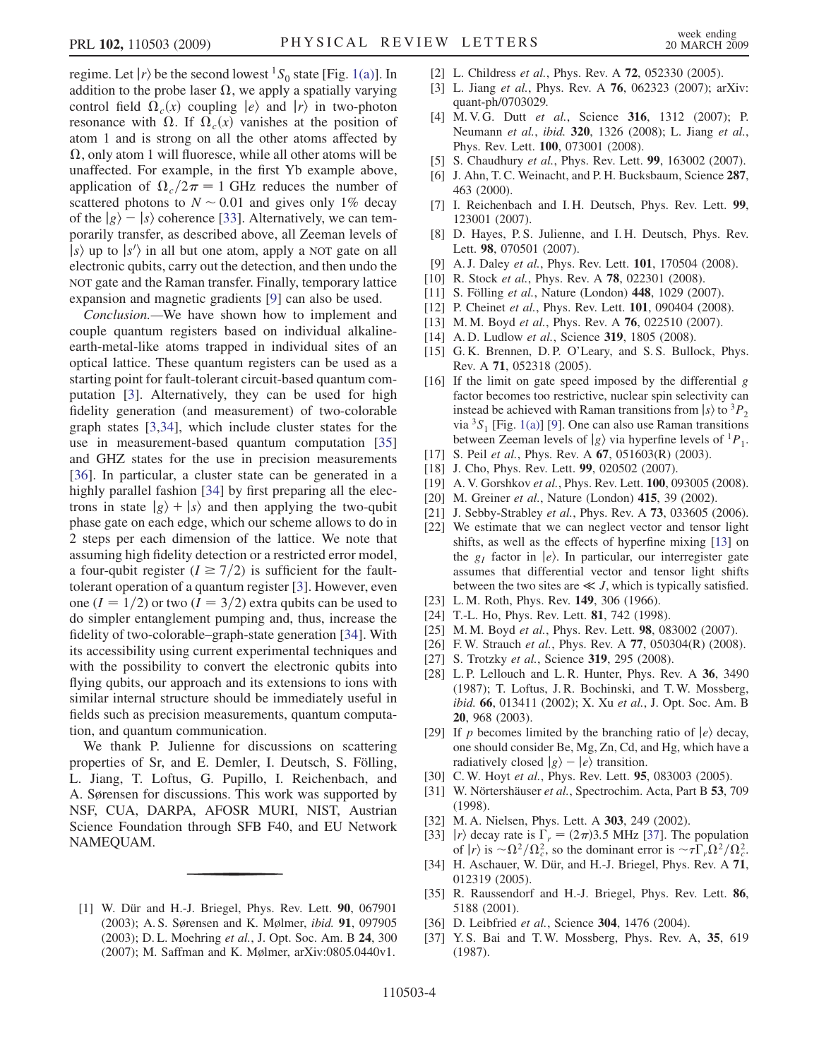regime. Let $|r\rangle$ be the second lowest ${}^1S_0$ state [Fig. 1(a)]. In addition to the probe laser $\Omega$, we apply a spatially varying control field $\Omega_c(x)$ coupling $|e\rangle$ and $|r\rangle$ in two-photon resonance with $\Omega$. If $\Omega_c(x)$ vanishes at the position of atom 1 and is strong on all the other atoms affected by $\Omega$, only atom 1 will fluoresce, while all other atoms will be unaffected. For example, in the first Yb example above, application of $\Omega_c/2\pi = 1$ GHz reduces the number of scattered photons to $N \sim 0.01$ and gives only 1% decay of the $|g\rangle - |s\rangle$ coherence [33]. Alternatively, we can temporarily transfer, as described above, all Zeeman levels of $|s\rangle$ up to $|s'\rangle$ in all but one atom, apply a NOT gate on all electronic qubits, carry out the detection, and then undo the NOT gate and the Raman transfer. Finally, temporary lattice expansion and magnetic gradients [9] can also be used.

*Conclusion.*—We have shown how to implement and couple quantum registers based on individual alkaline-earth-metal-like atoms trapped in individual sites of an optical lattice. These quantum registers can be used as a starting point for fault-tolerant circuit-based quantum computation [3]. Alternatively, they can be used for high fidelity generation (and measurement) of two-colorable graph states [3,34], which include cluster states for the use in measurement-based quantum computation [35] and GHZ states for the use in precision measurements [36]. In particular, a cluster state can be generated in a highly parallel fashion [34] by first preparing all the electrons in state $|g\rangle + |s\rangle$ and then applying the two-qubit phase gate on each edge, which our scheme allows to do in 2 steps per each dimension of the lattice. We note that assuming high fidelity detection or a restricted error model, a four-qubit register ($I \geq 7/2$) is sufficient for the fault-tolerant operation of a quantum register [3]. However, even one ($I = 1/2$) or two ($I = 3/2$) extra qubits can be used to do simpler entanglement pumping and, thus, increase the fidelity of two-colorable–graph-state generation [34]. With its accessibility using current experimental techniques and with the possibility to convert the electronic qubits into flying qubits, our approach and its extensions to ions with similar internal structure should be immediately useful in fields such as precision measurements, quantum computation, and quantum communication.

We thank P. Julienne for discussions on scattering properties of Sr, and E. Demler, I. Deutsch, S. Fölling, L. Jiang, T. Loftus, G. Pupillo, I. Reichenbach, and A. Sørensen for discussions. This work was supported by NSF, CUA, DARPA, AFOSR MURI, NIST, Austrian Science Foundation through SFB F40, and EU Network NAMEQUAM.

---

[1] W. Dür and H.-J. Briegel, Phys. Rev. Lett. **90**, 067901 (2003); A. S. Sørensen and K. Mølmer, *ibid.* **91**, 097905 (2003); D. L. Moehring *et al.*, J. Opt. Soc. Am. B **24**, 300 (2007); M. Saffman and K. Mølmer, arXiv:0805.0440v1.

[2] L. Childress *et al.*, Phys. Rev. A **72**, 052330 (2005).

[3] L. Jiang *et al.*, Phys. Rev. A **76**, 062323 (2007); arXiv: quant-ph/0703029.

[4] M. V. G. Dutt *et al.*, Science **316**, 1312 (2007); P. Neumann *et al.*, *ibid.* **320**, 1326 (2008); L. Jiang *et al.*, Phys. Rev. Lett. **100**, 073001 (2008).

[5] S. Chaudhury *et al.*, Phys. Rev. Lett. **99**, 163002 (2007).

[6] J. Ahn, T. C. Weinacht, and P. H. Bucksbaum, Science **287**, 463 (2000).

[7] I. Reichenbach and I. H. Deutsch, Phys. Rev. Lett. **99**, 123001 (2007).

[8] D. Hayes, P. S. Julienne, and I. H. Deutsch, Phys. Rev. Lett. **98**, 070501 (2007).

[9] A. J. Daley *et al.*, Phys. Rev. Lett. **101**, 170504 (2008).

[10] R. Stock *et al.*, Phys. Rev. A **78**, 022301 (2008).

[11] S. Fölling *et al.*, Nature (London) **448**, 1029 (2007).

[12] P. Cheinet *et al.*, Phys. Rev. Lett. **101**, 090404 (2008).

[13] M. M. Boyd *et al.*, Phys. Rev. A **76**, 022510 (2007).

[14] A. D. Ludlow *et al.*, Science **319**, 1805 (2008).

[15] G. K. Brennen, D. P. O'Leary, and S. S. Bullock, Phys. Rev. A **71**, 052318 (2005).

[16] If the limit on gate speed imposed by the differential $g$ factor becomes too restrictive, nuclear spin selectivity can instead be achieved with Raman transitions from $|s\rangle$ to ${}^3P_2$ via ${}^3S_1$ [Fig. 1(a)] [9]. One can also use Raman transitions between Zeeman levels of $|g\rangle$ via hyperfine levels of ${}^1P_1$.

[17] S. Peil *et al.*, Phys. Rev. A **67**, 051603(R) (2003).

[18] J. Cho, Phys. Rev. Lett. **99**, 020502 (2007).

[19] A. V. Gorshkov *et al.*, Phys. Rev. Lett. **100**, 093005 (2008).

[20] M. Greiner *et al.*, Nature (London) **415**, 39 (2002).

[21] J. Sebby-Strabley *et al.*, Phys. Rev. A **73**, 033605 (2006).

[22] We estimate that we can neglect vector and tensor light shifts, as well as the effects of hyperfine mixing [13] on the $g_I$ factor in $|e\rangle$. In particular, our interregister gate assumes that differential vector and tensor light shifts between the two sites are $\ll J$, which is typically satisfied.

[23] L. M. Roth, Phys. Rev. **149**, 306 (1966).

[24] T.-L. Ho, Phys. Rev. Lett. **81**, 742 (1998).

[25] M. M. Boyd *et al.*, Phys. Rev. Lett. **98**, 083002 (2007).

[26] F. W. Strauch *et al.*, Phys. Rev. A **77**, 050304(R) (2008).

[27] S. Trotzky *et al.*, Science **319**, 295 (2008).

[28] L. P. Lellouch and L. R. Hunter, Phys. Rev. A **36**, 3490 (1987); T. Loftus, J. R. Bochinski, and T. W. Mossberg, *ibid.* **66**, 013411 (2002); X. Xu *et al.*, J. Opt. Soc. Am. B **20**, 968 (2003).

[29] If $p$ becomes limited by the branching ratio of $|e\rangle$ decay, one should consider Be, Mg, Zn, Cd, and Hg, which have a radiatively closed $|g\rangle - |e\rangle$ transition.

[30] C. W. Hoyt *et al.*, Phys. Rev. Lett. **95**, 083003 (2005).

[31] W. Nörtershäuser *et al.*, Spectrochim. Acta, Part B **53**, 709 (1998).

[32] M. A. Nielsen, Phys. Lett. A **303**, 249 (2002).

[33] $|r\rangle$ decay rate is $\Gamma_r = (2\pi)3.5$ MHz [37]. The population of $|r\rangle$ is $\sim\Omega^2/\Omega_c^2$, so the dominant error is $\sim\tau\Gamma_r\Omega^2/\Omega_c^2$.

[34] H. Aschauer, W. Dür, and H.-J. Briegel, Phys. Rev. A **71**, 012319 (2005).

[35] R. Raussendorf and H.-J. Briegel, Phys. Rev. Lett. **86**, 5188 (2001).

[36] D. Leibfried *et al.*, Science **304**, 1476 (2004).

[37] Y. S. Bai and T. W. Mossberg, Phys. Rev. A, **35**, 619 (1987).